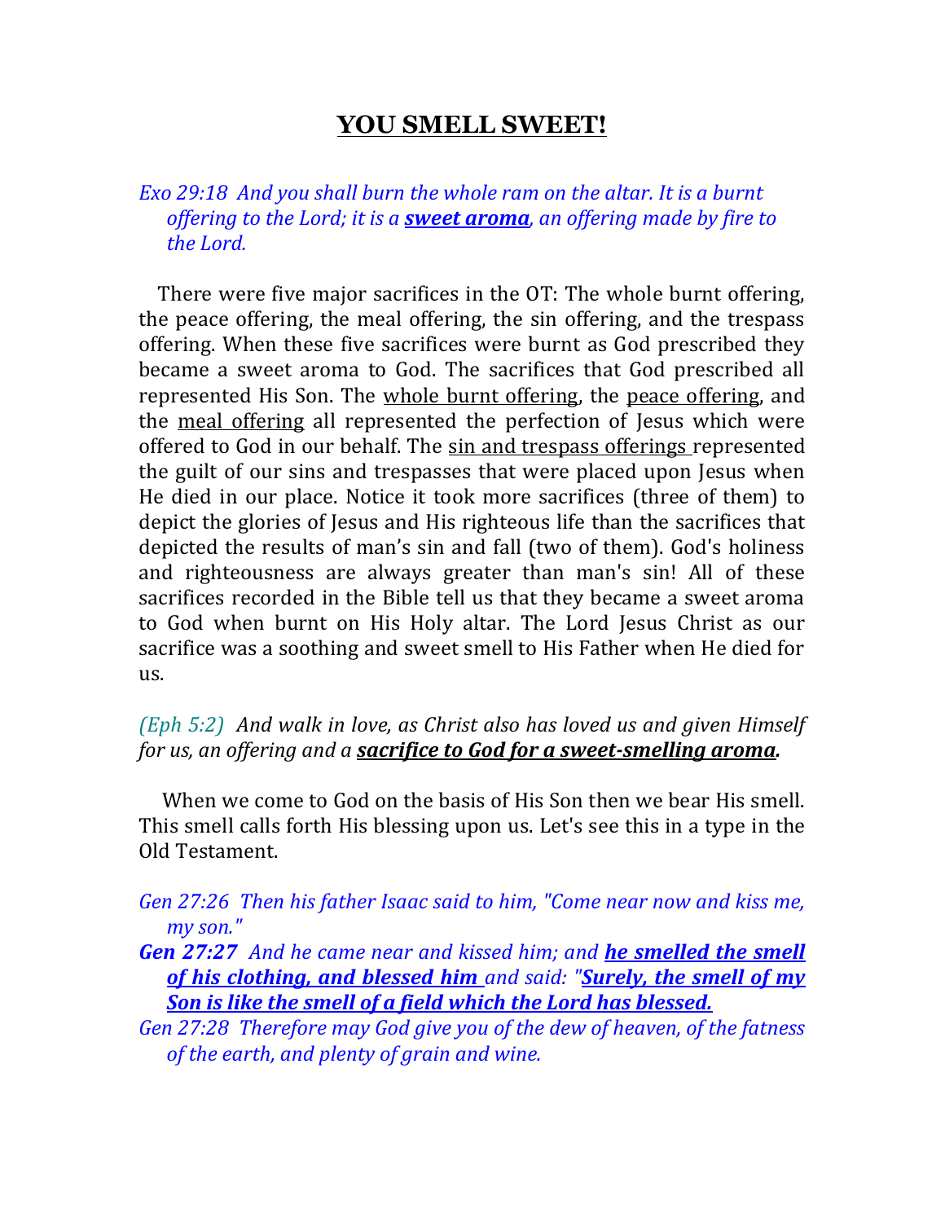# YOU SMELL SWEET!

*Exo 29:18 And you shall burn the whole ram on the altar. It is a burnt offering to the Lord; it is a **sweet aroma**, an offering made by fire to the Lord.*

There were five major sacrifices in the OT: The whole burnt offering, the peace offering, the meal offering, the sin offering, and the trespass offering. When these five sacrifices were burnt as God prescribed they became a sweet aroma to God. The sacrifices that God prescribed all represented His Son. The whole burnt offering, the peace offering, and the meal offering all represented the perfection of Jesus which were offered to God in our behalf. The sin and trespass offerings represented the guilt of our sins and trespasses that were placed upon Jesus when He died in our place. Notice it took more sacrifices (three of them) to depict the glories of Jesus and His righteous life than the sacrifices that depicted the results of man's sin and fall (two of them). God's holiness and righteousness are always greater than man's sin! All of these sacrifices recorded in the Bible tell us that they became a sweet aroma to God when burnt on His Holy altar. The Lord Jesus Christ as our sacrifice was a soothing and sweet smell to His Father when He died for us.

*(Eph 5:2) And walk in love, as Christ also has loved us and given Himself for us, an offering and a **sacrifice to God for a sweet-smelling aroma.***

When we come to God on the basis of His Son then we bear His smell. This smell calls forth His blessing upon us. Let's see this in a type in the Old Testament.

*Gen 27:26 Then his father Isaac said to him, "Come near now and kiss me, my son."*

***Gen 27:27** And he came near and kissed him; and **he smelled the smell of his clothing, and blessed him** and said: "**Surely, the smell of my Son is like the smell of a field which the Lord has blessed.***

*Gen 27:28 Therefore may God give you of the dew of heaven, of the fatness of the earth, and plenty of grain and wine.*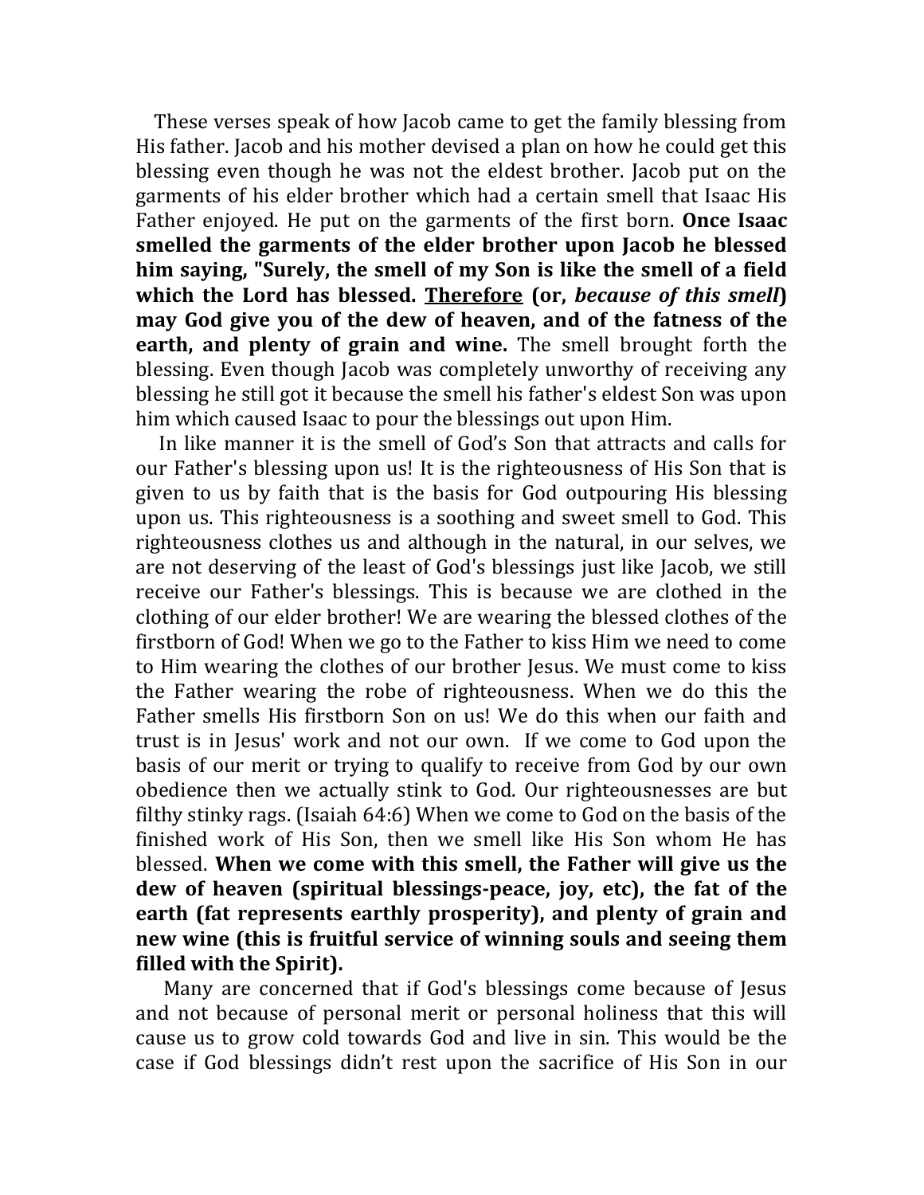These verses speak of how Jacob came to get the family blessing from His father. Jacob and his mother devised a plan on how he could get this blessing even though he was not the eldest brother. Jacob put on the garments of his elder brother which had a certain smell that Isaac His Father enjoyed. He put on the garments of the first born. **Once Isaac smelled the garments of the elder brother upon Jacob he blessed him saying, "Surely, the smell of my Son is like the smell of a field which the Lord has blessed. <u>Therefore</u> (or, *because of this smell*) may God give you of the dew of heaven, and of the fatness of the earth, and plenty of grain and wine.** The smell brought forth the blessing. Even though Jacob was completely unworthy of receiving any blessing he still got it because the smell his father's eldest Son was upon him which caused Isaac to pour the blessings out upon Him.

In like manner it is the smell of God's Son that attracts and calls for our Father's blessing upon us! It is the righteousness of His Son that is given to us by faith that is the basis for God outpouring His blessing upon us. This righteousness is a soothing and sweet smell to God. This righteousness clothes us and although in the natural, in our selves, we are not deserving of the least of God's blessings just like Jacob, we still receive our Father's blessings. This is because we are clothed in the clothing of our elder brother! We are wearing the blessed clothes of the firstborn of God! When we go to the Father to kiss Him we need to come to Him wearing the clothes of our brother Jesus. We must come to kiss the Father wearing the robe of righteousness. When we do this the Father smells His firstborn Son on us! We do this when our faith and trust is in Jesus' work and not our own. If we come to God upon the basis of our merit or trying to qualify to receive from God by our own obedience then we actually stink to God. Our righteousnesses are but filthy stinky rags. (Isaiah 64:6) When we come to God on the basis of the finished work of His Son, then we smell like His Son whom He has blessed. **When we come with this smell, the Father will give us the dew of heaven (spiritual blessings-peace, joy, etc), the fat of the earth (fat represents earthly prosperity), and plenty of grain and new wine (this is fruitful service of winning souls and seeing them filled with the Spirit).**

Many are concerned that if God's blessings come because of Jesus and not because of personal merit or personal holiness that this will cause us to grow cold towards God and live in sin. This would be the case if God blessings didn't rest upon the sacrifice of His Son in our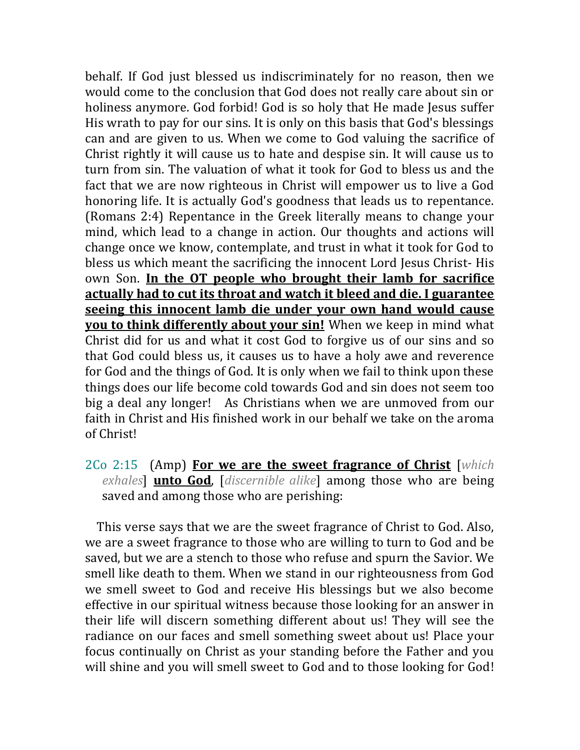behalf. If God just blessed us indiscriminately for no reason, then we would come to the conclusion that God does not really care about sin or holiness anymore. God forbid! God is so holy that He made Jesus suffer His wrath to pay for our sins. It is only on this basis that God's blessings can and are given to us. When we come to God valuing the sacrifice of Christ rightly it will cause us to hate and despise sin. It will cause us to turn from sin. The valuation of what it took for God to bless us and the fact that we are now righteous in Christ will empower us to live a God honoring life. It is actually God's goodness that leads us to repentance. (Romans 2:4) Repentance in the Greek literally means to change your mind, which lead to a change in action. Our thoughts and actions will change once we know, contemplate, and trust in what it took for God to bless us which meant the sacrificing the innocent Lord Jesus Christ- His own Son. **In the OT people who brought their lamb for sacrifice actually had to cut its throat and watch it bleed and die. I guarantee seeing this innocent lamb die under your own hand would cause you to think differently about your sin!** When we keep in mind what Christ did for us and what it cost God to forgive us of our sins and so that God could bless us, it causes us to have a holy awe and reverence for God and the things of God. It is only when we fail to think upon these things does our life become cold towards God and sin does not seem too big a deal any longer! As Christians when we are unmoved from our faith in Christ and His finished work in our behalf we take on the aroma of Christ!

2Co 2:15 (Amp) **For we are the sweet fragrance of Christ** [*which exhales*] **unto God**, [*discernible alike*] among those who are being saved and among those who are perishing:

This verse says that we are the sweet fragrance of Christ to God. Also, we are a sweet fragrance to those who are willing to turn to God and be saved, but we are a stench to those who refuse and spurn the Savior. We smell like death to them. When we stand in our righteousness from God we smell sweet to God and receive His blessings but we also become effective in our spiritual witness because those looking for an answer in their life will discern something different about us! They will see the radiance on our faces and smell something sweet about us! Place your focus continually on Christ as your standing before the Father and you will shine and you will smell sweet to God and to those looking for God!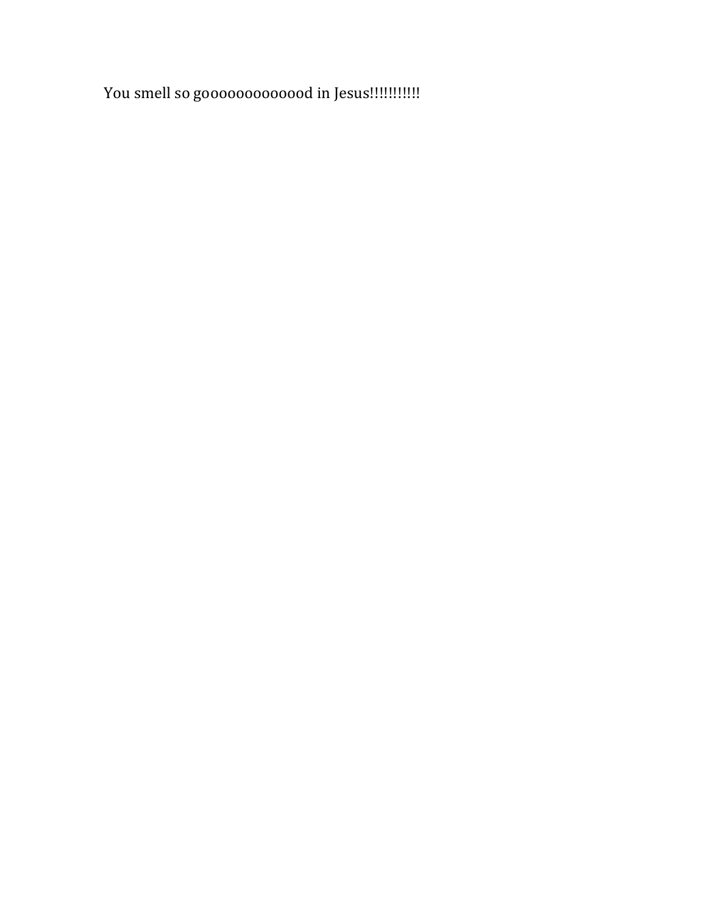You smell so goooooooooooood in Jesus!!!!!!!!!!